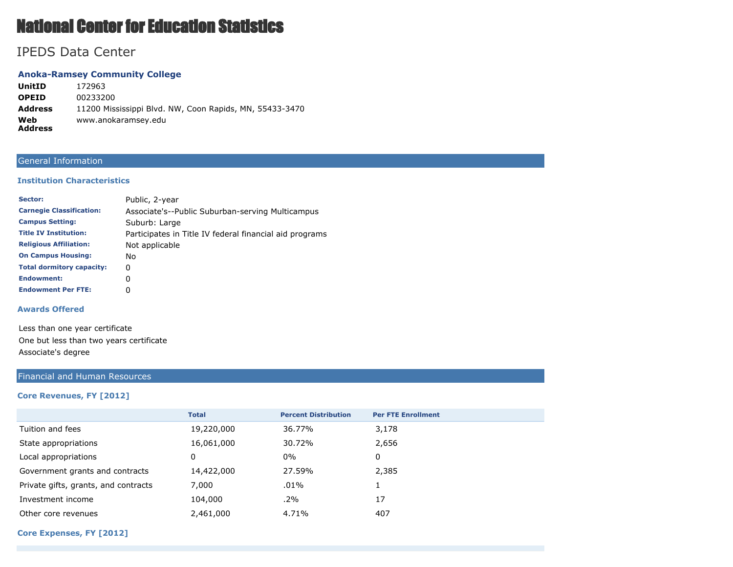# National Center for Education Statistics

## IPEDS Data Center

### Anoka-Ramsey Community College

| | |
|---|---|
| **UnitID** | 172963 |
| **OPEID** | 00233200 |
| **Address** | 11200 Mississippi Blvd. NW, Coon Rapids, MN, 55433-3470 |
| **Web Address** | www.anokaramsey.edu |

## General Information

### Institution Characteristics

| | |
|---|---|
| **Sector:** | Public, 2-year |
| **Carnegie Classification:** | Associate's--Public Suburban-serving Multicampus |
| **Campus Setting:** | Suburb: Large |
| **Title IV Institution:** | Participates in Title IV federal financial aid programs |
| **Religious Affiliation:** | Not applicable |
| **On Campus Housing:** | No |
| **Total dormitory capacity:** | 0 |
| **Endowment:** | 0 |
| **Endowment Per FTE:** | 0 |

### Awards Offered

Less than one year certificate

One but less than two years certificate

Associate's degree

## Financial and Human Resources

### Core Revenues, FY [2012]

| | Total | Percent Distribution | Per FTE Enrollment |
|---|---|---|---|
| Tuition and fees | 19,220,000 | 36.77% | 3,178 |
| State appropriations | 16,061,000 | 30.72% | 2,656 |
| Local appropriations | 0 | 0% | 0 |
| Government grants and contracts | 14,422,000 | 27.59% | 2,385 |
| Private gifts, grants, and contracts | 7,000 | .01% | 1 |
| Investment income | 104,000 | .2% | 17 |
| Other core revenues | 2,461,000 | 4.71% | 407 |

### Core Expenses, FY [2012]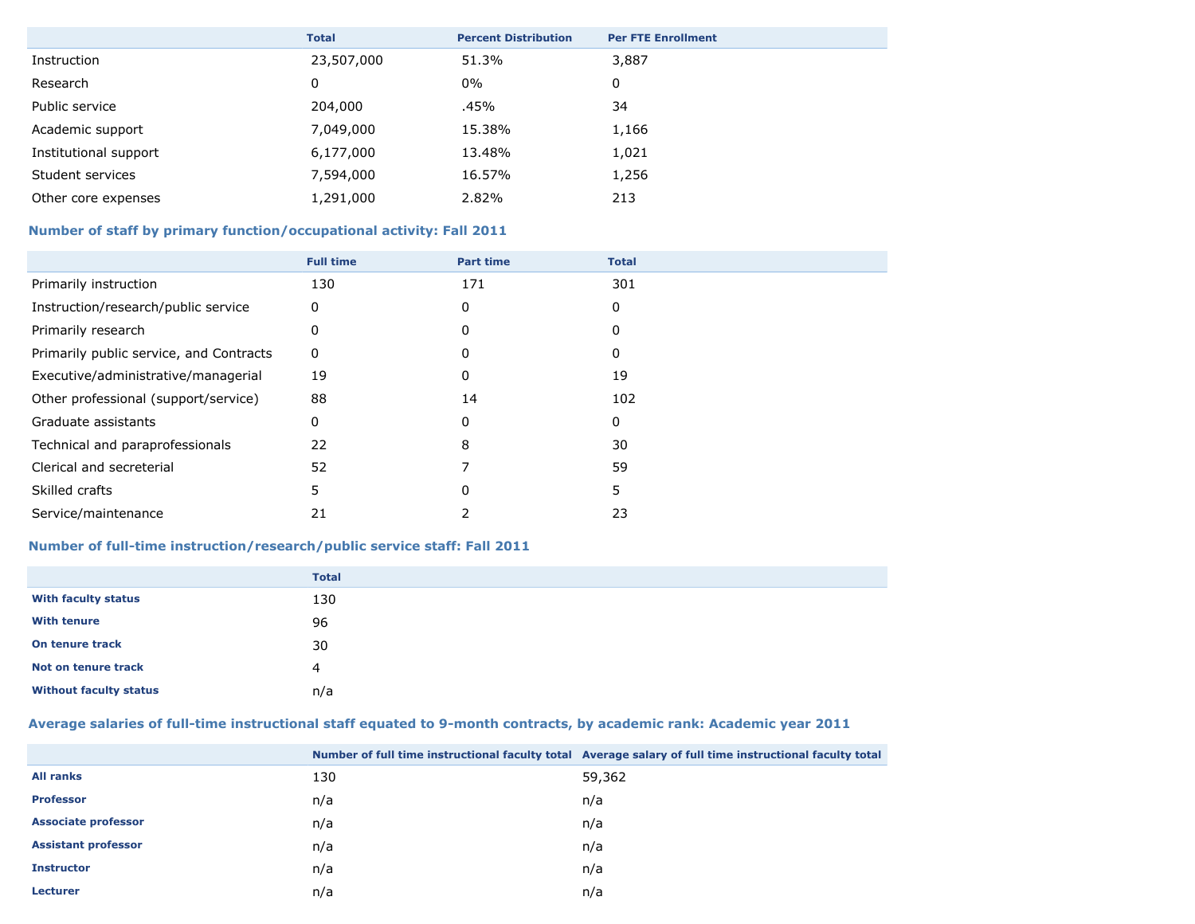| | Total | Percent Distribution | Per FTE Enrollment |
|---|---|---|---|
| Instruction | 23,507,000 | 51.3% | 3,887 |
| Research | 0 | 0% | 0 |
| Public service | 204,000 | .45% | 34 |
| Academic support | 7,049,000 | 15.38% | 1,166 |
| Institutional support | 6,177,000 | 13.48% | 1,021 |
| Student services | 7,594,000 | 16.57% | 1,256 |
| Other core expenses | 1,291,000 | 2.82% | 213 |

### Number of staff by primary function/occupational activity: Fall 2011

| | Full time | Part time | Total |
|---|---|---|---|
| Primarily instruction | 130 | 171 | 301 |
| Instruction/research/public service | 0 | 0 | 0 |
| Primarily research | 0 | 0 | 0 |
| Primarily public service, and Contracts | 0 | 0 | 0 |
| Executive/administrative/managerial | 19 | 0 | 19 |
| Other professional (support/service) | 88 | 14 | 102 |
| Graduate assistants | 0 | 0 | 0 |
| Technical and paraprofessionals | 22 | 8 | 30 |
| Clerical and secreterial | 52 | 7 | 59 |
| Skilled crafts | 5 | 0 | 5 |
| Service/maintenance | 21 | 2 | 23 |

### Number of full-time instruction/research/public service staff: Fall 2011

| | Total |
|---|---|
| **With faculty status** | 130 |
| **With tenure** | 96 |
| **On tenure track** | 30 |
| **Not on tenure track** | 4 |
| **Without faculty status** | n/a |

### Average salaries of full-time instructional staff equated to 9-month contracts, by academic rank: Academic year 2011

| | Number of full time instructional faculty total | Average salary of full time instructional faculty total |
|---|---|---|
| **All ranks** | 130 | 59,362 |
| **Professor** | n/a | n/a |
| **Associate professor** | n/a | n/a |
| **Assistant professor** | n/a | n/a |
| **Instructor** | n/a | n/a |
| **Lecturer** | n/a | n/a |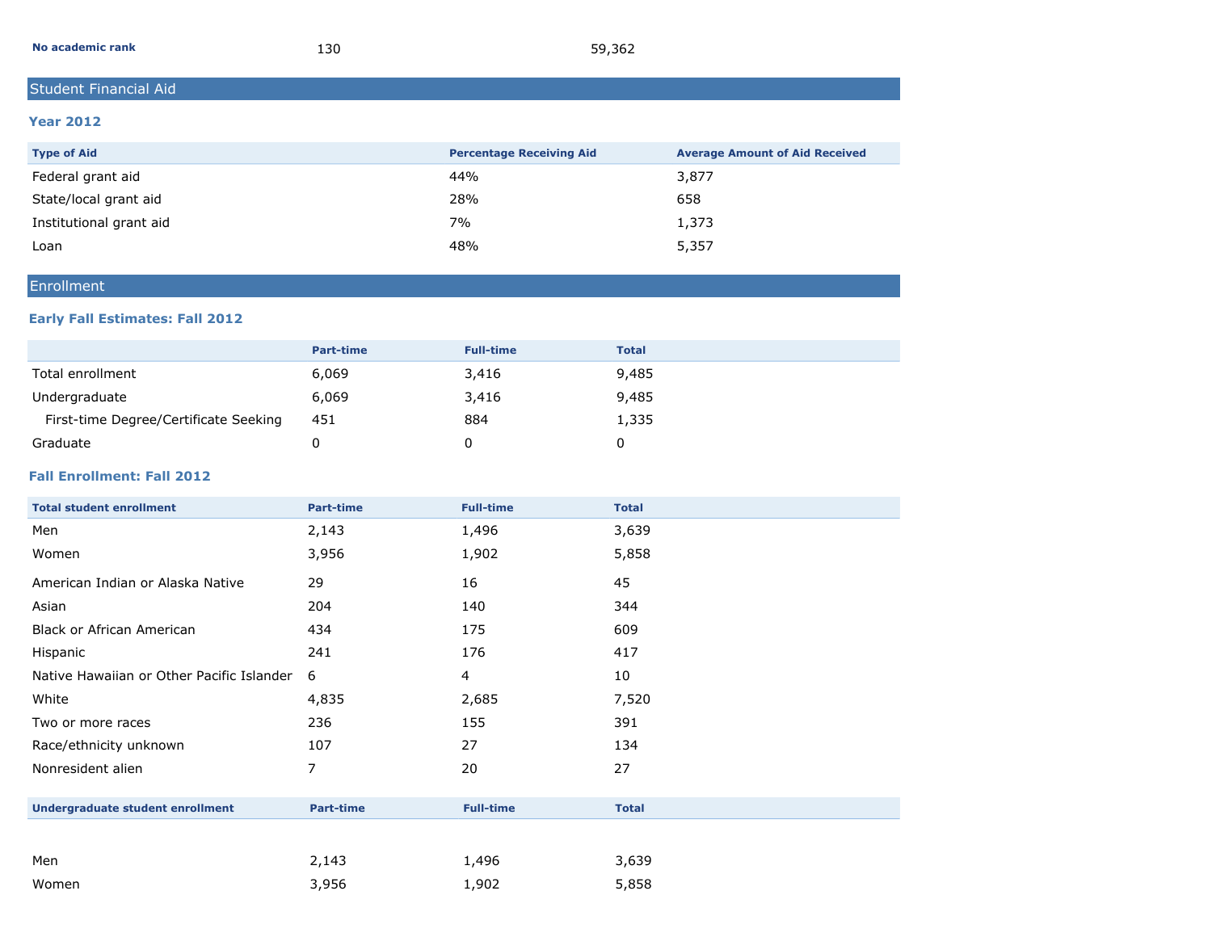| No academic rank | 130 | 59,362 |
|---|---|---|

## Student Financial Aid

### Year 2012

| Type of Aid | Percentage Receiving Aid | Average Amount of Aid Received |
|---|---|---|
| Federal grant aid | 44% | 3,877 |
| State/local grant aid | 28% | 658 |
| Institutional grant aid | 7% | 1,373 |
| Loan | 48% | 5,357 |

## Enrollment

### Early Fall Estimates: Fall 2012

| | Part-time | Full-time | Total |
|---|---|---|---|
| Total enrollment | 6,069 | 3,416 | 9,485 |
| Undergraduate | 6,069 | 3,416 | 9,485 |
| First-time Degree/Certificate Seeking | 451 | 884 | 1,335 |
| Graduate | 0 | 0 | 0 |

### Fall Enrollment: Fall 2012

| Total student enrollment | Part-time | Full-time | Total |
|---|---|---|---|
| Men | 2,143 | 1,496 | 3,639 |
| Women | 3,956 | 1,902 | 5,858 |
| American Indian or Alaska Native | 29 | 16 | 45 |
| Asian | 204 | 140 | 344 |
| Black or African American | 434 | 175 | 609 |
| Hispanic | 241 | 176 | 417 |
| Native Hawaiian or Other Pacific Islander | 6 | 4 | 10 |
| White | 4,835 | 2,685 | 7,520 |
| Two or more races | 236 | 155 | 391 |
| Race/ethnicity unknown | 107 | 27 | 134 |
| Nonresident alien | 7 | 20 | 27 |

| Undergraduate student enrollment | Part-time | Full-time | Total |
|---|---|---|---|
| Men | 2,143 | 1,496 | 3,639 |
| Women | 3,956 | 1,902 | 5,858 |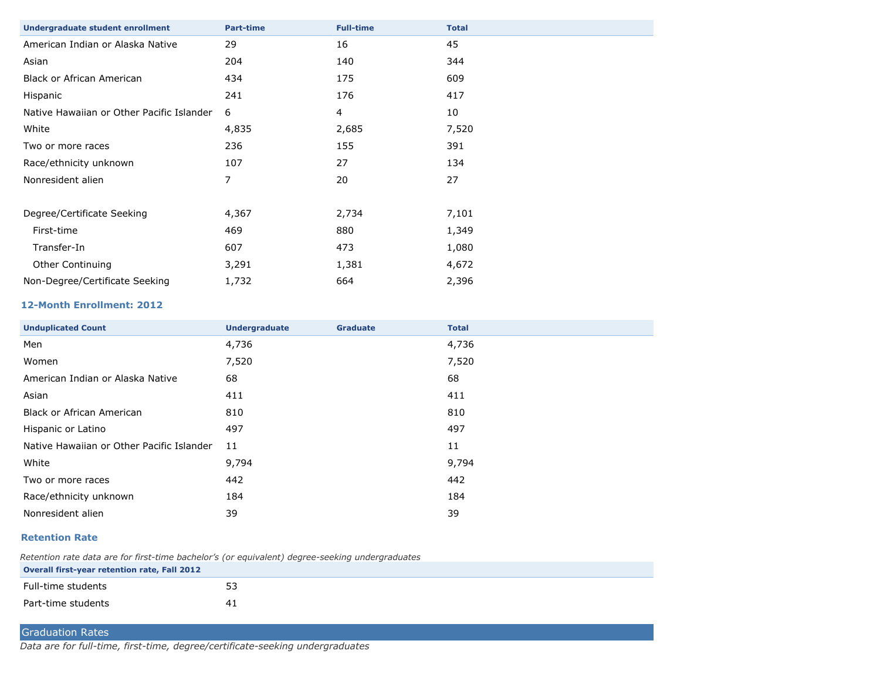| Undergraduate student enrollment | Part-time | Full-time | Total |
| --- | --- | --- | --- |
| American Indian or Alaska Native | 29 | 16 | 45 |
| Asian | 204 | 140 | 344 |
| Black or African American | 434 | 175 | 609 |
| Hispanic | 241 | 176 | 417 |
| Native Hawaiian or Other Pacific Islander | 6 | 4 | 10 |
| White | 4,835 | 2,685 | 7,520 |
| Two or more races | 236 | 155 | 391 |
| Race/ethnicity unknown | 107 | 27 | 134 |
| Nonresident alien | 7 | 20 | 27 |
| | | | |
| Degree/Certificate Seeking | 4,367 | 2,734 | 7,101 |
| First-time | 469 | 880 | 1,349 |
| Transfer-In | 607 | 473 | 1,080 |
| Other Continuing | 3,291 | 1,381 | 4,672 |
| Non-Degree/Certificate Seeking | 1,732 | 664 | 2,396 |

### 12-Month Enrollment: 2012

| Unduplicated Count | Undergraduate | Graduate | Total |
| --- | --- | --- | --- |
| Men | 4,736 | | 4,736 |
| Women | 7,520 | | 7,520 |
| American Indian or Alaska Native | 68 | | 68 |
| Asian | 411 | | 411 |
| Black or African American | 810 | | 810 |
| Hispanic or Latino | 497 | | 497 |
| Native Hawaiian or Other Pacific Islander | 11 | | 11 |
| White | 9,794 | | 9,794 |
| Two or more races | 442 | | 442 |
| Race/ethnicity unknown | 184 | | 184 |
| Nonresident alien | 39 | | 39 |

### Retention Rate

*Retention rate data are for first-time bachelor's (or equivalent) degree-seeking undergraduates*

| Overall first-year retention rate, Fall 2012 | |
| --- | --- |
| Full-time students | 53 |
| Part-time students | 41 |

## Graduation Rates

*Data are for full-time, first-time, degree/certificate-seeking undergraduates*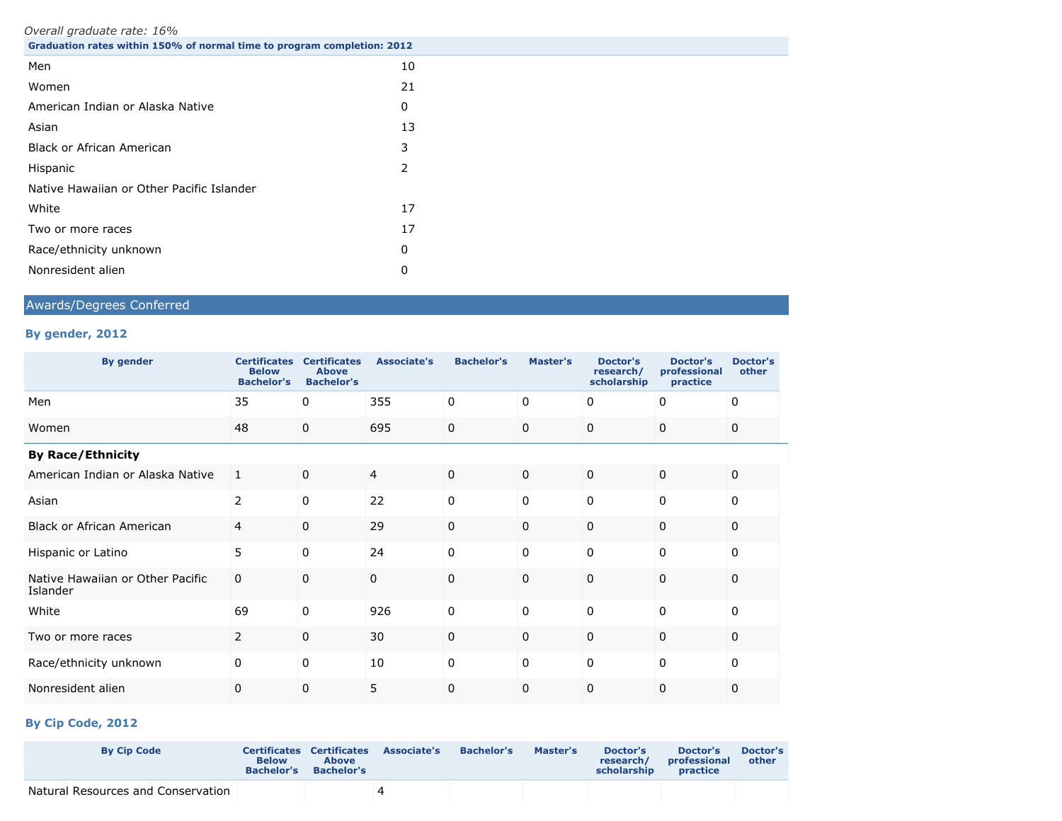*Overall graduate rate: 16%*

| Graduation rates within 150% of normal time to program completion: 2012 | |
|---|---|
| Men | 10 |
| Women | 21 |
| American Indian or Alaska Native | 0 |
| Asian | 13 |
| Black or African American | 3 |
| Hispanic | 2 |
| Native Hawaiian or Other Pacific Islander | |
| White | 17 |
| Two or more races | 17 |
| Race/ethnicity unknown | 0 |
| Nonresident alien | 0 |

## Awards/Degrees Conferred

### By gender, 2012

| By gender | Certificates Below Bachelor's | Certificates Above Bachelor's | Associate's | Bachelor's | Master's | Doctor's research/ scholarship | Doctor's professional practice | Doctor's other |
|---|---|---|---|---|---|---|---|---|
| Men | 35 | 0 | 355 | 0 | 0 | 0 | 0 | 0 |
| Women | 48 | 0 | 695 | 0 | 0 | 0 | 0 | 0 |
| **By Race/Ethnicity** | | | | | | | | |
| American Indian or Alaska Native | 1 | 0 | 4 | 0 | 0 | 0 | 0 | 0 |
| Asian | 2 | 0 | 22 | 0 | 0 | 0 | 0 | 0 |
| Black or African American | 4 | 0 | 29 | 0 | 0 | 0 | 0 | 0 |
| Hispanic or Latino | 5 | 0 | 24 | 0 | 0 | 0 | 0 | 0 |
| Native Hawaiian or Other Pacific Islander | 0 | 0 | 0 | 0 | 0 | 0 | 0 | 0 |
| White | 69 | 0 | 926 | 0 | 0 | 0 | 0 | 0 |
| Two or more races | 2 | 0 | 30 | 0 | 0 | 0 | 0 | 0 |
| Race/ethnicity unknown | 0 | 0 | 10 | 0 | 0 | 0 | 0 | 0 |
| Nonresident alien | 0 | 0 | 5 | 0 | 0 | 0 | 0 | 0 |

### By Cip Code, 2012

| By Cip Code | Certificates Below Bachelor's | Certificates Above Bachelor's | Associate's | Bachelor's | Master's | Doctor's research/ scholarship | Doctor's professional practice | Doctor's other |
|---|---|---|---|---|---|---|---|---|
| Natural Resources and Conservation | | | 4 | | | | | |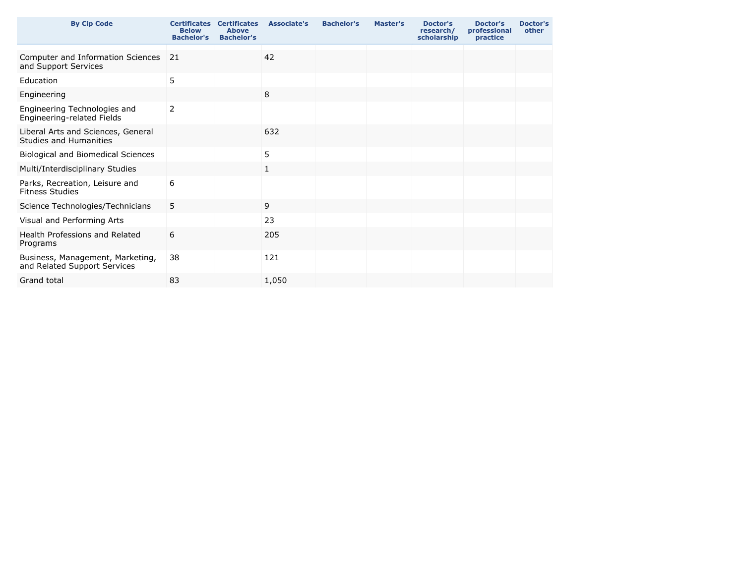| By Cip Code | Certificates Below Bachelor's | Certificates Above Bachelor's | Associate's | Bachelor's | Master's | Doctor's research/ scholarship | Doctor's professional practice | Doctor's other |
|---|---|---|---|---|---|---|---|---|
| Computer and Information Sciences and Support Services | 21 | | 42 | | | | | |
| Education | 5 | | | | | | | |
| Engineering | | | 8 | | | | | |
| Engineering Technologies and Engineering-related Fields | 2 | | | | | | | |
| Liberal Arts and Sciences, General Studies and Humanities | | | 632 | | | | | |
| Biological and Biomedical Sciences | | | 5 | | | | | |
| Multi/Interdisciplinary Studies | | | 1 | | | | | |
| Parks, Recreation, Leisure and Fitness Studies | 6 | | | | | | | |
| Science Technologies/Technicians | 5 | | 9 | | | | | |
| Visual and Performing Arts | | | 23 | | | | | |
| Health Professions and Related Programs | 6 | | 205 | | | | | |
| Business, Management, Marketing, and Related Support Services | 38 | | 121 | | | | | |
| Grand total | 83 | | 1,050 | | | | | |